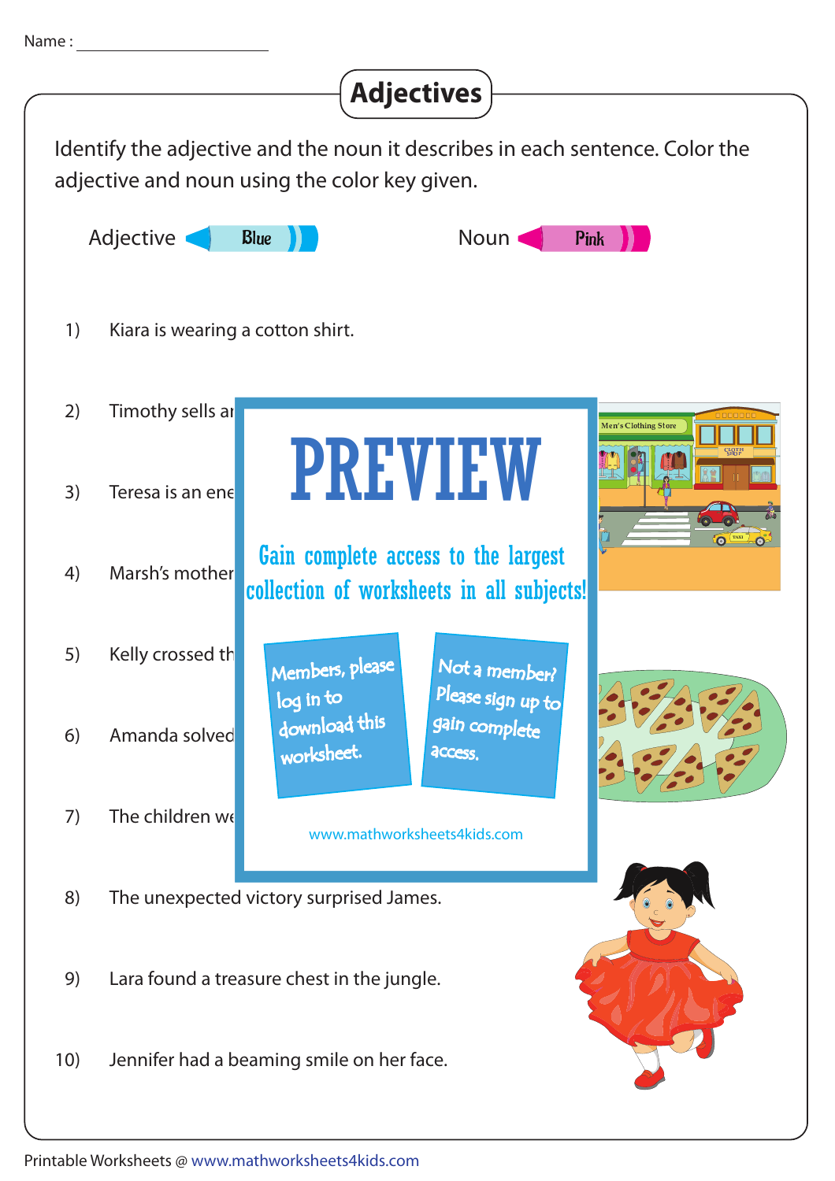Name : ____________________

# Adjectives

Identify the adjective and the noun it describes in each sentence. Color the adjective and noun using the color key given.

Adjective — Blue        Noun — Pink

1) Kiara is wearing a cotton shirt.

2) Timothy sells ar

3) Teresa is an ene

4) Marsh's mother

5) Kelly crossed th

6) Amanda solved

7) The children we

8) The unexpected victory surprised James.

9) Lara found a treasure chest in the jungle.

10) Jennifer had a beaming smile on her face.

PREVIEW

Gain complete access to the largest collection of worksheets in all subjects!

Members, please log in to download this worksheet.

Not a member? Please sign up to gain complete access.

www.mathworksheets4kids.com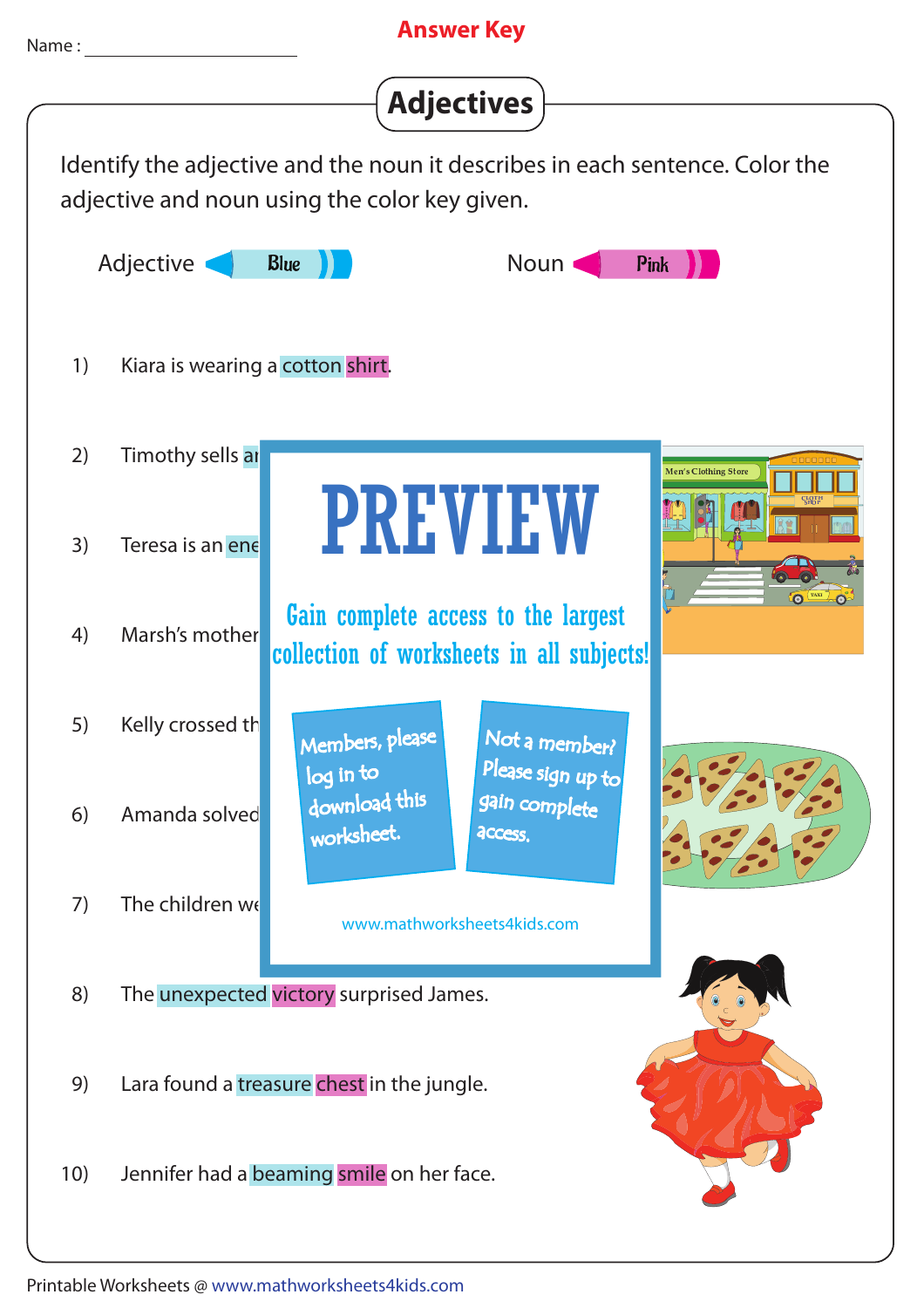Name : ____________________

**Answer Key**

# Adjectives

Identify the adjective and the noun it describes in each sentence. Color the adjective and noun using the color key given.

Adjective — Blue    Noun — Pink

1) Kiara is wearing a cotton shirt.

2) Timothy sells ar

3) Teresa is an ene

4) Marsh's mother

5) Kelly crossed th

6) Amanda solved

7) The children we

8) The unexpected victory surprised James.

9) Lara found a treasure chest in the jungle.

10) Jennifer had a beaming smile on her face.

PREVIEW

Gain complete access to the largest collection of worksheets in all subjects!

Members, please log in to download this worksheet.

Not a member? Please sign up to gain complete access.

www.mathworksheets4kids.com

Printable Worksheets @ www.mathworksheets4kids.com